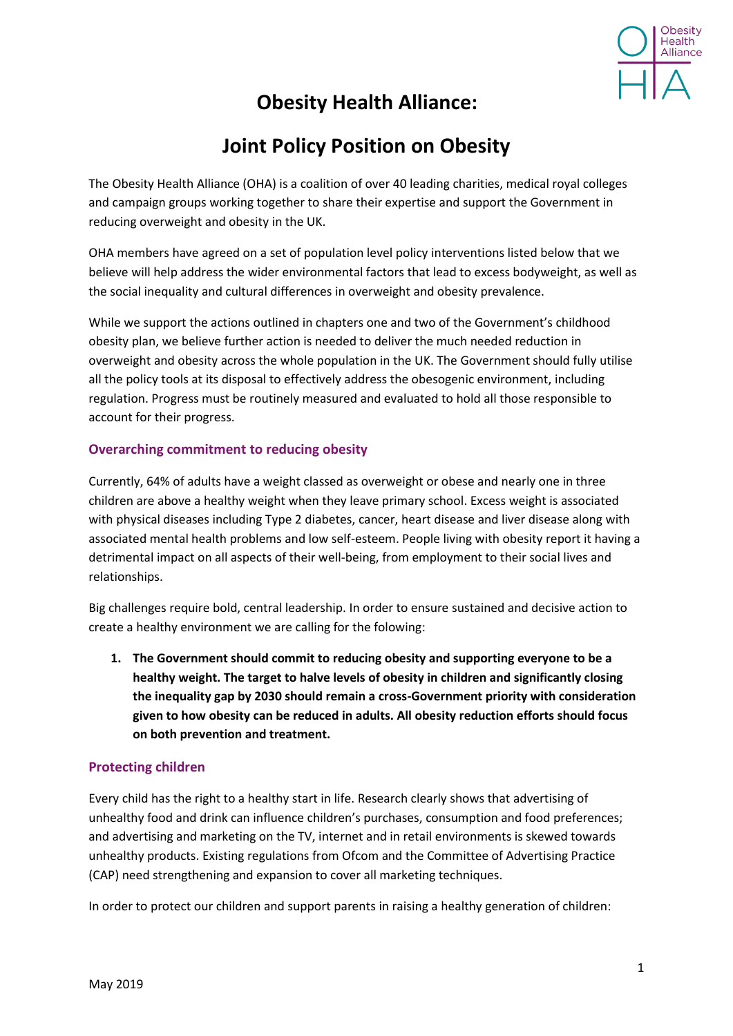# Obesity Health Alliance:

# Joint Policy Position on Obesity

The Obesity Health Alliance (OHA) is a coalition of over 40 leading charities, medical royal colleges and campaign groups working together to share their expertise and support the Government in reducing overweight and obesity in the UK.

OHA members have agreed on a set of population level policy interventions listed below that we believe will help address the wider environmental factors that lead to excess bodyweight, as well as the social inequality and cultural differences in overweight and obesity prevalence.

While we support the actions outlined in chapters one and two of the Government's childhood obesity plan, we believe further action is needed to deliver the much needed reduction in overweight and obesity across the whole population in the UK. The Government should fully utilise all the policy tools at its disposal to effectively address the obesogenic environment, including regulation. Progress must be routinely measured and evaluated to hold all those responsible to account for their progress.

## Overarching commitment to reducing obesity

Currently, 64% of adults have a weight classed as overweight or obese and nearly one in three children are above a healthy weight when they leave primary school. Excess weight is associated with physical diseases including Type 2 diabetes, cancer, heart disease and liver disease along with associated mental health problems and low self-esteem. People living with obesity report it having a detrimental impact on all aspects of their well-being, from employment to their social lives and relationships.

Big challenges require bold, central leadership. In order to ensure sustained and decisive action to create a healthy environment we are calling for the folowing:

1. **The Government should commit to reducing obesity and supporting everyone to be a healthy weight. The target to halve levels of obesity in children and significantly closing the inequality gap by 2030 should remain a cross-Government priority with consideration given to how obesity can be reduced in adults. All obesity reduction efforts should focus on both prevention and treatment.**

## Protecting children

Every child has the right to a healthy start in life. Research clearly shows that advertising of unhealthy food and drink can influence children's purchases, consumption and food preferences; and advertising and marketing on the TV, internet and in retail environments is skewed towards unhealthy products. Existing regulations from Ofcom and the Committee of Advertising Practice (CAP) need strengthening and expansion to cover all marketing techniques.

In order to protect our children and support parents in raising a healthy generation of children:

May 2019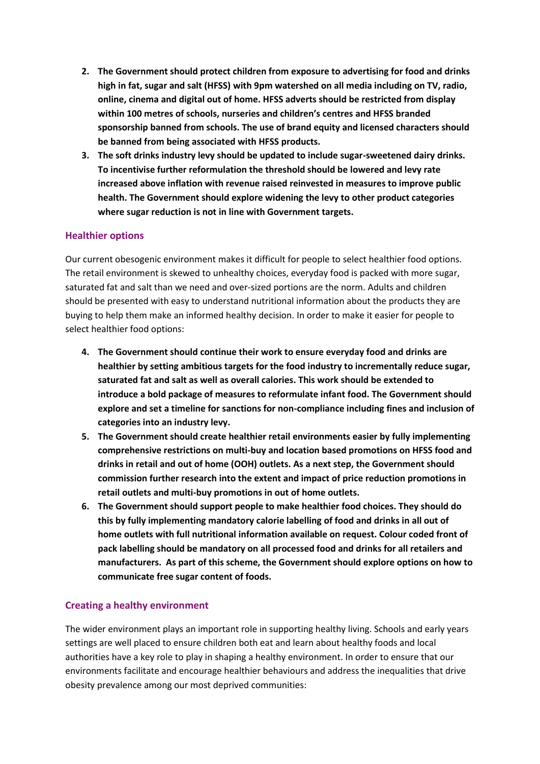2. **The Government should protect children from exposure to advertising for food and drinks high in fat, sugar and salt (HFSS) with 9pm watershed on all media including on TV, radio, online, cinema and digital out of home. HFSS adverts should be restricted from display within 100 metres of schools, nurseries and children's centres and HFSS branded sponsorship banned from schools. The use of brand equity and licensed characters should be banned from being associated with HFSS products.**
3. **The soft drinks industry levy should be updated to include sugar-sweetened dairy drinks. To incentivise further reformulation the threshold should be lowered and levy rate increased above inflation with revenue raised reinvested in measures to improve public health. The Government should explore widening the levy to other product categories where sugar reduction is not in line with Government targets.**

## Healthier options

Our current obesogenic environment makes it difficult for people to select healthier food options. The retail environment is skewed to unhealthy choices, everyday food is packed with more sugar, saturated fat and salt than we need and over-sized portions are the norm. Adults and children should be presented with easy to understand nutritional information about the products they are buying to help them make an informed healthy decision. In order to make it easier for people to select healthier food options:

4. **The Government should continue their work to ensure everyday food and drinks are healthier by setting ambitious targets for the food industry to incrementally reduce sugar, saturated fat and salt as well as overall calories. This work should be extended to introduce a bold package of measures to reformulate infant food. The Government should explore and set a timeline for sanctions for non-compliance including fines and inclusion of categories into an industry levy.**
5. **The Government should create healthier retail environments easier by fully implementing comprehensive restrictions on multi-buy and location based promotions on HFSS food and drinks in retail and out of home (OOH) outlets. As a next step, the Government should commission further research into the extent and impact of price reduction promotions in retail outlets and multi-buy promotions in out of home outlets.**
6. **The Government should support people to make healthier food choices. They should do this by fully implementing mandatory calorie labelling of food and drinks in all out of home outlets with full nutritional information available on request. Colour coded front of pack labelling should be mandatory on all processed food and drinks for all retailers and manufacturers. As part of this scheme, the Government should explore options on how to communicate free sugar content of foods.**

## Creating a healthy environment

The wider environment plays an important role in supporting healthy living. Schools and early years settings are well placed to ensure children both eat and learn about healthy foods and local authorities have a key role to play in shaping a healthy environment. In order to ensure that our environments facilitate and encourage healthier behaviours and address the inequalities that drive obesity prevalence among our most deprived communities: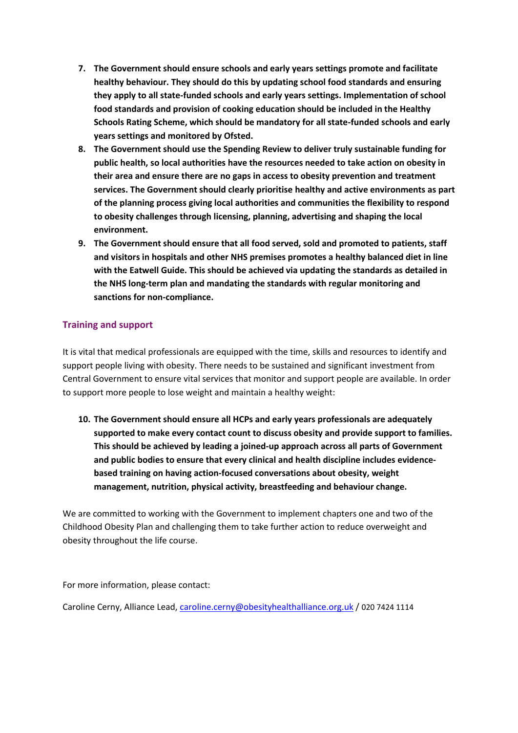7. **The Government should ensure schools and early years settings promote and facilitate healthy behaviour. They should do this by updating school food standards and ensuring they apply to all state-funded schools and early years settings. Implementation of school food standards and provision of cooking education should be included in the Healthy Schools Rating Scheme, which should be mandatory for all state-funded schools and early years settings and monitored by Ofsted.**
8. **The Government should use the Spending Review to deliver truly sustainable funding for public health, so local authorities have the resources needed to take action on obesity in their area and ensure there are no gaps in access to obesity prevention and treatment services. The Government should clearly prioritise healthy and active environments as part of the planning process giving local authorities and communities the flexibility to respond to obesity challenges through licensing, planning, advertising and shaping the local environment.**
9. **The Government should ensure that all food served, sold and promoted to patients, staff and visitors in hospitals and other NHS premises promotes a healthy balanced diet in line with the Eatwell Guide. This should be achieved via updating the standards as detailed in the NHS long-term plan and mandating the standards with regular monitoring and sanctions for non-compliance.**

## Training and support

It is vital that medical professionals are equipped with the time, skills and resources to identify and support people living with obesity. There needs to be sustained and significant investment from Central Government to ensure vital services that monitor and support people are available. In order to support more people to lose weight and maintain a healthy weight:

10. **The Government should ensure all HCPs and early years professionals are adequately supported to make every contact count to discuss obesity and provide support to families. This should be achieved by leading a joined-up approach across all parts of Government and public bodies to ensure that every clinical and health discipline includes evidence-based training on having action-focused conversations about obesity, weight management, nutrition, physical activity, breastfeeding and behaviour change.**

We are committed to working with the Government to implement chapters one and two of the Childhood Obesity Plan and challenging them to take further action to reduce overweight and obesity throughout the life course.

For more information, please contact:

Caroline Cerny, Alliance Lead, caroline.cerny@obesityhealthalliance.org.uk / 020 7424 1114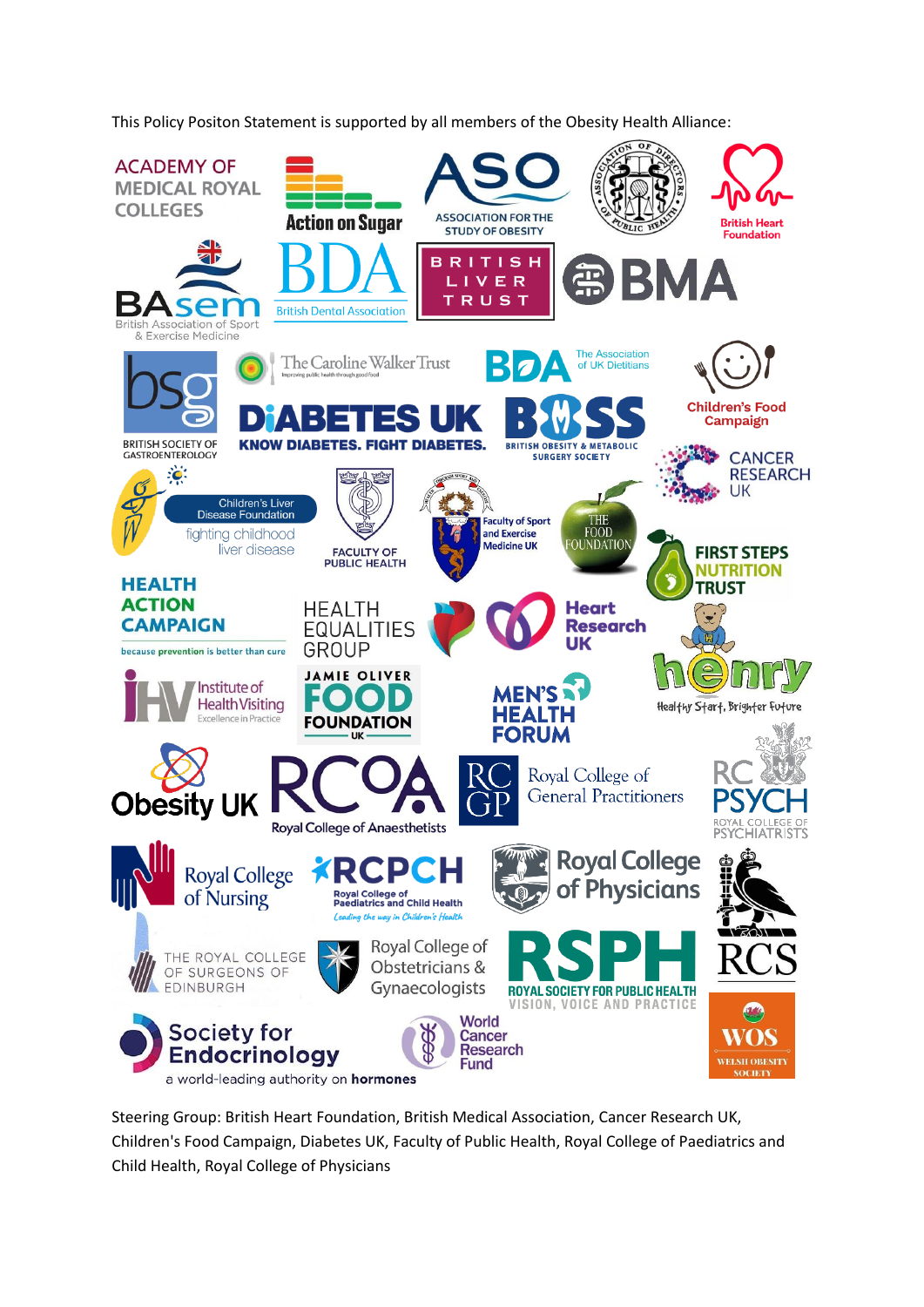This Policy Positon Statement is supported by all members of the Obesity Health Alliance:

ACADEMY OF MEDICAL ROYAL COLLEGES

Action on Sugar

ASO ASSOCIATION FOR THE STUDY OF OBESITY

ASSOCIATION OF DIRECTORS OF PUBLIC HEALTH

British Heart Foundation

BASEM British Association of Sport & Exercise Medicine

BDA British Dental Association

BRITISH LIVER TRUST

BMA

BSG BRITISH SOCIETY OF GASTROENTEROLOGY

The Caroline Walker Trust Improving public health through good food

BDA The Association of UK Dietitians

Children's Food Campaign

DIABETES UK KNOW DIABETES. FIGHT DIABETES.

BOMSS BRITISH OBESITY & METABOLIC SURGERY SOCIETY

CANCER RESEARCH UK

Children's Liver Disease Foundation fighting childhood liver disease

FACULTY OF PUBLIC HEALTH

Faculty of Sport and Exercise Medicine UK

THE FOOD FOUNDATION

FIRST STEPS NUTRITION TRUST

HEALTH ACTION CAMPAIGN because prevention is better than cure

HEALTH EQUALITIES GROUP

Heart Research UK

henry Healthy Start, Brighter Future

Institute of Health Visiting Excellence in Practice

JAMIE OLIVER FOOD FOUNDATION UK

MEN'S HEALTH FORUM

Obesity UK

RCOA Royal College of Anaesthetists

RCGP Royal College of General Practitioners

RC PSYCH ROYAL COLLEGE OF PSYCHIATRISTS

Royal College of Nursing

RCPCH Royal College of Paediatrics and Child Health Leading the way in Children's Health

Royal College of Physicians

RCS

THE ROYAL COLLEGE OF SURGEONS OF EDINBURGH

Royal College of Obstetricians & Gynaecologists

RSPH ROYAL SOCIETY FOR PUBLIC HEALTH VISION, VOICE AND PRACTICE

Society for Endocrinology a world-leading authority on hormones

World Cancer Research Fund

WOS WELSH OBESITY SOCIETY

Steering Group: British Heart Foundation, British Medical Association, Cancer Research UK, Children's Food Campaign, Diabetes UK, Faculty of Public Health, Royal College of Paediatrics and Child Health, Royal College of Physicians